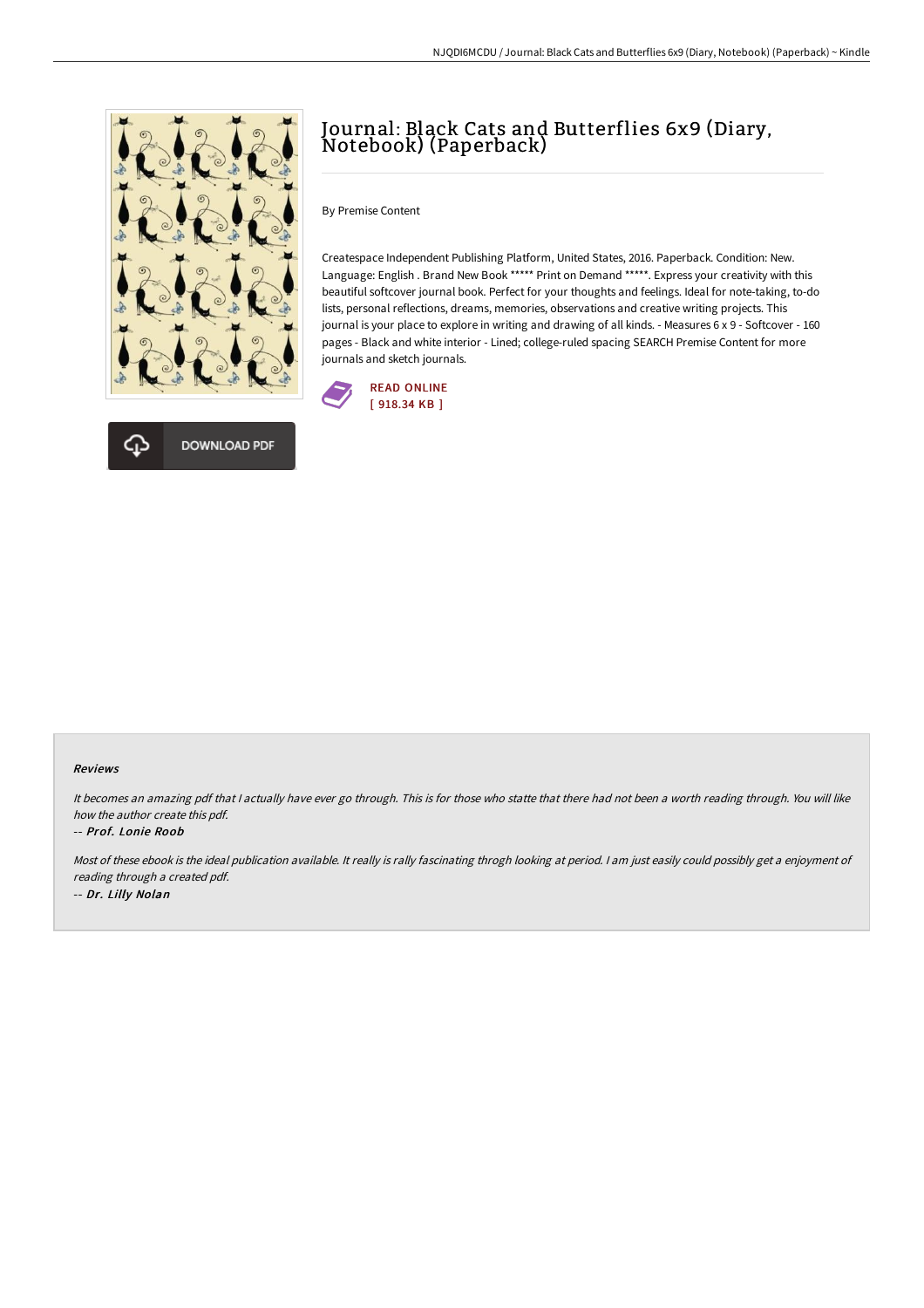# Journal: Black Cats and Butterflies 6x9 (Diary, Notebook) (Paperback)

By Premise Content

Createspace Independent Publishing Platform, United States, 2016. Paperback. Condition: New. Language: English . Brand New Book ***** Print on Demand *****. Express your creativity with this beautiful softcover journal book. Perfect for your thoughts and feelings. Ideal for note-taking, to-do lists, personal reflections, dreams, memories, observations and creative writing projects. This journal is your place to explore in writing and drawing of all kinds. - Measures 6 x 9 - Softcover - 160 pages - Black and white interior - Lined; college-ruled spacing SEARCH Premise Content for more journals and sketch journals.

READ ONLINE
[ 918.34 KB ]

DOWNLOAD PDF

### Reviews

*It becomes an amazing pdf that I actually have ever go through. This is for those who statte that there had not been a worth reading through. You will like how the author create this pdf.*

-- ***Prof. Lonie Roob***

*Most of these ebook is the ideal publication available. It really is rally fascinating throgh looking at period. I am just easily could possibly get a enjoyment of reading through a created pdf.*

-- ***Dr. Lilly Nolan***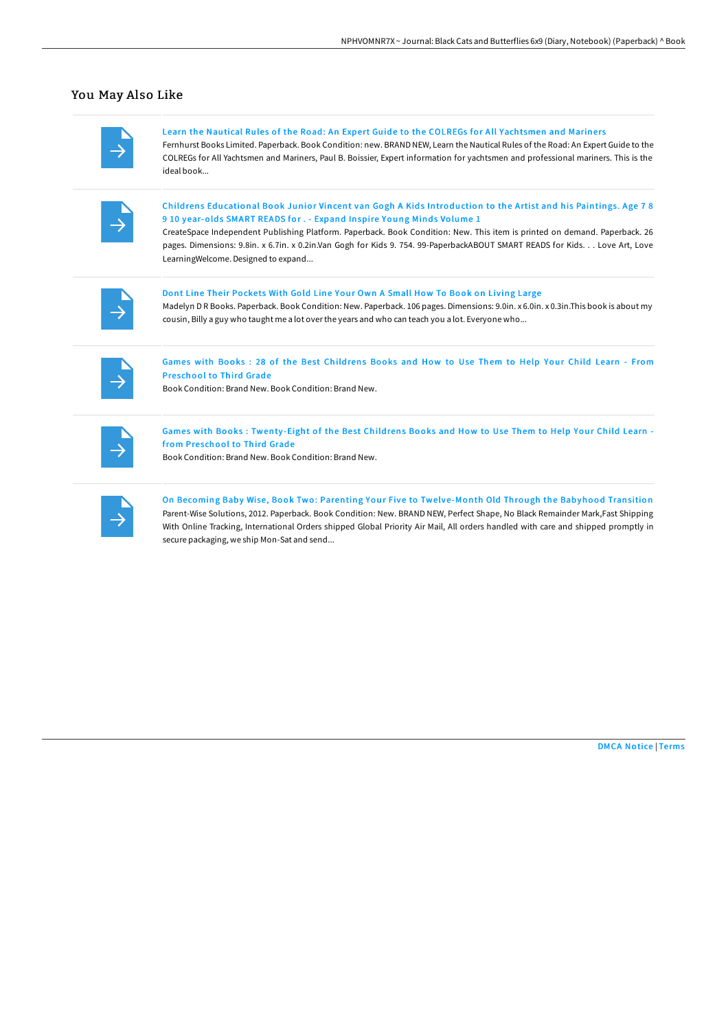## You May Also Like

**Learn the Nautical Rules of the Road: An Expert Guide to the COLREGs for All Yachtsmen and Mariners**
Fernhurst Books Limited. Paperback. Book Condition: new. BRAND NEW, Learn the Nautical Rules of the Road: An Expert Guide to the COLREGs for All Yachtsmen and Mariners, Paul B. Boissier, Expert information for yachtsmen and professional mariners. This is the ideal book...

**Childrens Educational Book Junior Vincent van Gogh A Kids Introduction to the Artist and his Paintings. Age 7 8 9 10 year-olds SMART READS for . - Expand Inspire Young Minds Volume 1**
CreateSpace Independent Publishing Platform. Paperback. Book Condition: New. This item is printed on demand. Paperback. 26 pages. Dimensions: 9.8in. x 6.7in. x 0.2in.Van Gogh for Kids 9. 754. 99-PaperbackABOUT SMART READS for Kids. . . Love Art, Love LearningWelcome. Designed to expand...

**Dont Line Their Pockets With Gold Line Your Own A Small How To Book on Living Large**
Madelyn D R Books. Paperback. Book Condition: New. Paperback. 106 pages. Dimensions: 9.0in. x 6.0in. x 0.3in.This book is about my cousin, Billy a guy who taught me a lot over the years and who can teach you a lot. Everyone who...

**Games with Books : 28 of the Best Childrens Books and How to Use Them to Help Your Child Learn - From Preschool to Third Grade**
Book Condition: Brand New. Book Condition: Brand New.

**Games with Books : Twenty-Eight of the Best Childrens Books and How to Use Them to Help Your Child Learn - from Preschool to Third Grade**
Book Condition: Brand New. Book Condition: Brand New.

**On Becoming Baby Wise, Book Two: Parenting Your Five to Twelve-Month Old Through the Babyhood Transition**
Parent-Wise Solutions, 2012. Paperback. Book Condition: New. BRAND NEW, Perfect Shape, No Black Remainder Mark,Fast Shipping With Online Tracking, International Orders shipped Global Priority Air Mail, All orders handled with care and shipped promptly in secure packaging, we ship Mon-Sat and send...

DMCA Notice | Terms